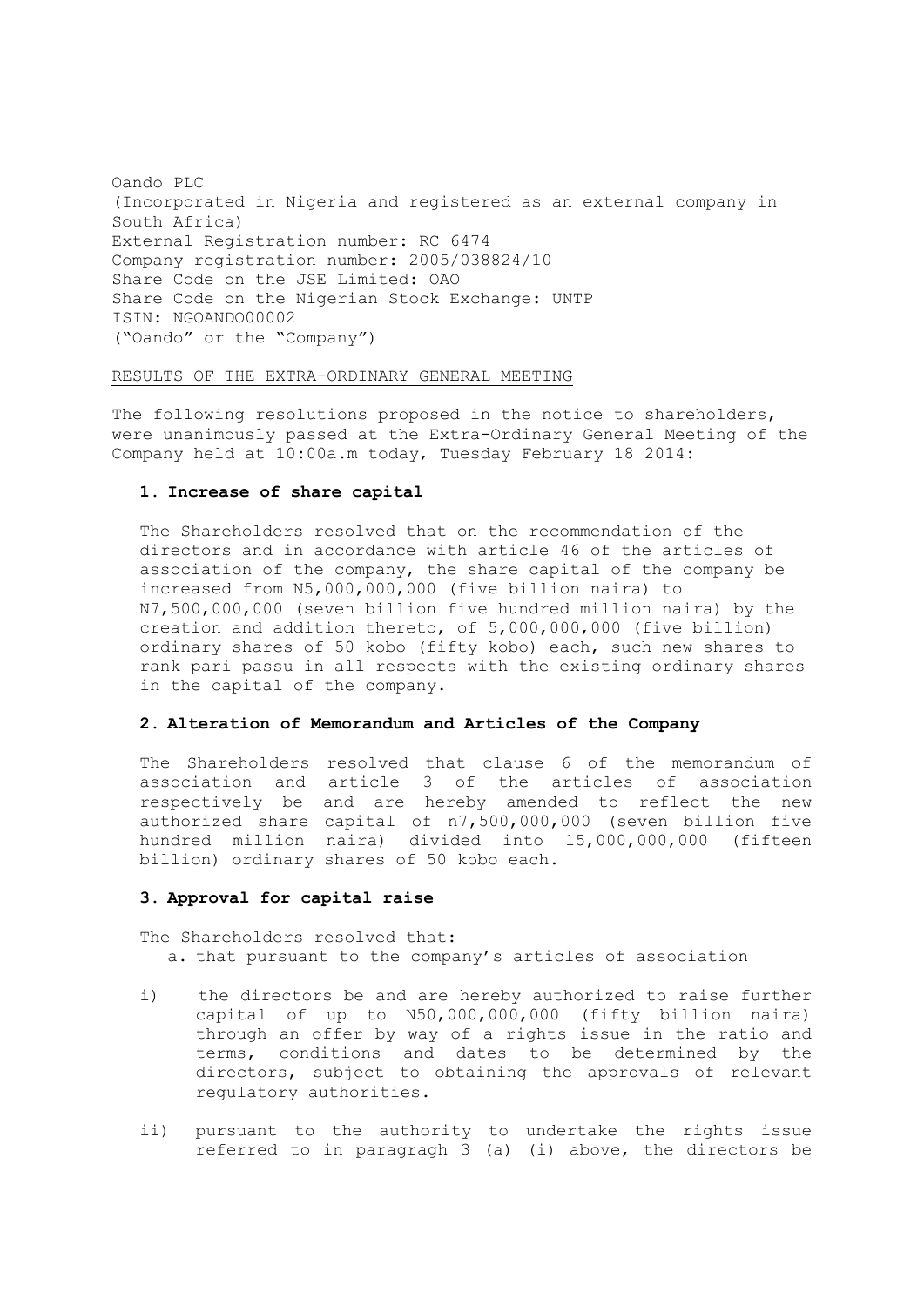Oando PLC
(Incorporated in Nigeria and registered as an external company in South Africa)
External Registration number: RC 6474
Company registration number: 2005/038824/10
Share Code on the JSE Limited: OAO
Share Code on the Nigerian Stock Exchange: UNTP
ISIN: NGOANDO00002
("Oando" or the "Company")

RESULTS OF THE EXTRA-ORDINARY GENERAL MEETING

The following resolutions proposed in the notice to shareholders, were unanimously passed at the Extra-Ordinary General Meeting of the Company held at 10:00a.m today, Tuesday February 18 2014:

**1. Increase of share capital**

The Shareholders resolved that on the recommendation of the directors and in accordance with article 46 of the articles of association of the company, the share capital of the company be increased from N5,000,000,000 (five billion naira) to N7,500,000,000 (seven billion five hundred million naira) by the creation and addition thereto, of 5,000,000,000 (five billion) ordinary shares of 50 kobo (fifty kobo) each, such new shares to rank pari passu in all respects with the existing ordinary shares in the capital of the company.

**2. Alteration of Memorandum and Articles of the Company**

The Shareholders resolved that clause 6 of the memorandum of association and article 3 of the articles of association respectively be and are hereby amended to reflect the new authorized share capital of n7,500,000,000 (seven billion five hundred million naira) divided into 15,000,000,000 (fifteen billion) ordinary shares of 50 kobo each.

**3. Approval for capital raise**

The Shareholders resolved that:

a. that pursuant to the company's articles of association

i) the directors be and are hereby authorized to raise further capital of up to N50,000,000,000 (fifty billion naira) through an offer by way of a rights issue in the ratio and terms, conditions and dates to be determined by the directors, subject to obtaining the approvals of relevant regulatory authorities.

ii) pursuant to the authority to undertake the rights issue referred to in paragragh 3 (a) (i) above, the directors be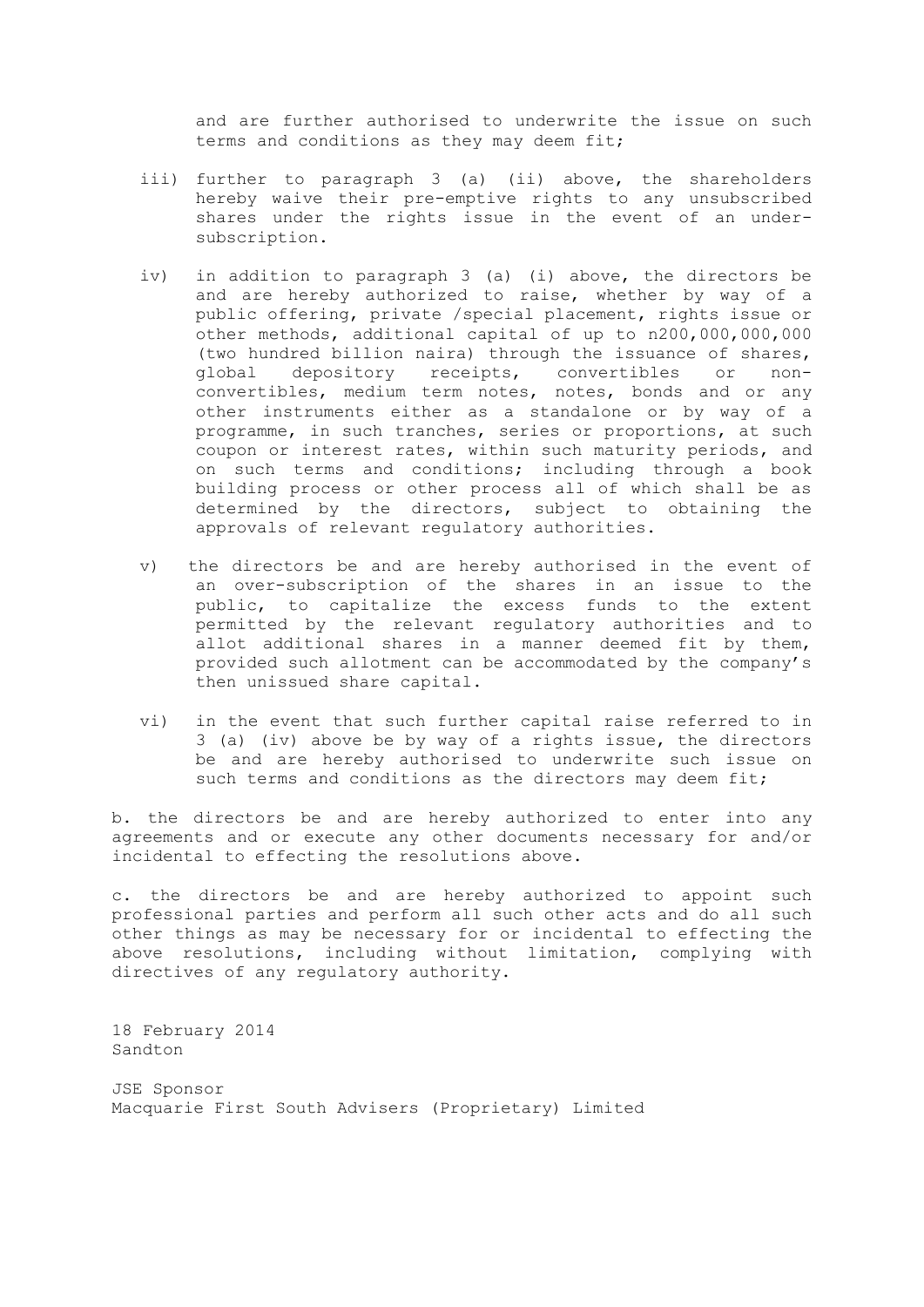and are further authorised to underwrite the issue on such terms and conditions as they may deem fit;

iii) further to paragraph 3 (a) (ii) above, the shareholders hereby waive their pre-emptive rights to any unsubscribed shares under the rights issue in the event of an under-subscription.

iv) in addition to paragraph 3 (a) (i) above, the directors be and are hereby authorized to raise, whether by way of a public offering, private /special placement, rights issue or other methods, additional capital of up to n200,000,000,000 (two hundred billion naira) through the issuance of shares, global depository receipts, convertibles or non-convertibles, medium term notes, notes, bonds and or any other instruments either as a standalone or by way of a programme, in such tranches, series or proportions, at such coupon or interest rates, within such maturity periods, and on such terms and conditions; including through a book building process or other process all of which shall be as determined by the directors, subject to obtaining the approvals of relevant regulatory authorities.

v) the directors be and are hereby authorised in the event of an over-subscription of the shares in an issue to the public, to capitalize the excess funds to the extent permitted by the relevant regulatory authorities and to allot additional shares in a manner deemed fit by them, provided such allotment can be accommodated by the company's then unissued share capital.

vi) in the event that such further capital raise referred to in 3 (a) (iv) above be by way of a rights issue, the directors be and are hereby authorised to underwrite such issue on such terms and conditions as the directors may deem fit;

b. the directors be and are hereby authorized to enter into any agreements and or execute any other documents necessary for and/or incidental to effecting the resolutions above.

c. the directors be and are hereby authorized to appoint such professional parties and perform all such other acts and do all such other things as may be necessary for or incidental to effecting the above resolutions, including without limitation, complying with directives of any regulatory authority.

18 February 2014
Sandton

JSE Sponsor
Macquarie First South Advisers (Proprietary) Limited